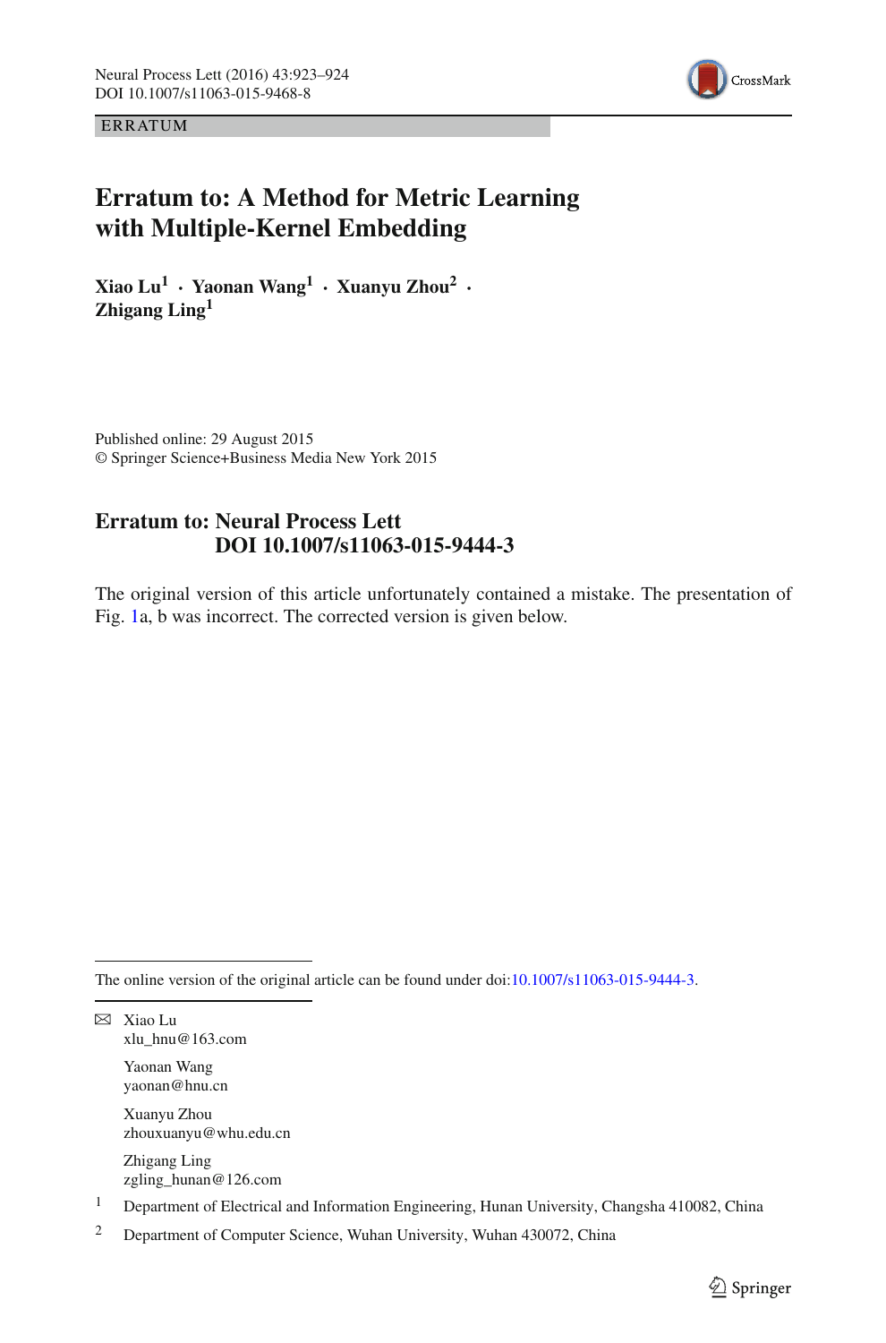ERRATUM

# Erratum to: A Method for Metric Learning with Multiple-Kernel Embedding

**Xiao Lu[1] · Yaonan Wang[1] · Xuanyu Zhou[2] · Zhigang Ling[1]**

Published online: 29 August 2015
© Springer Science+Business Media New York 2015

## Erratum to: Neural Process Lett DOI 10.1007/s11063-015-9444-3

The original version of this article unfortunately contained a mistake. The presentation of Fig. 1a, b was incorrect. The corrected version is given below.

---

The online version of the original article can be found under doi:10.1007/s11063-015-9444-3.

---

✉ Xiao Lu
xlu_hnu@163.com

Yaonan Wang
yaonan@hnu.cn

Xuanyu Zhou
zhouxuanyu@whu.edu.cn

Zhigang Ling
zgling_hunan@126.com

[1] Department of Electrical and Information Engineering, Hunan University, Changsha 410082, China

[2] Department of Computer Science, Wuhan University, Wuhan 430072, China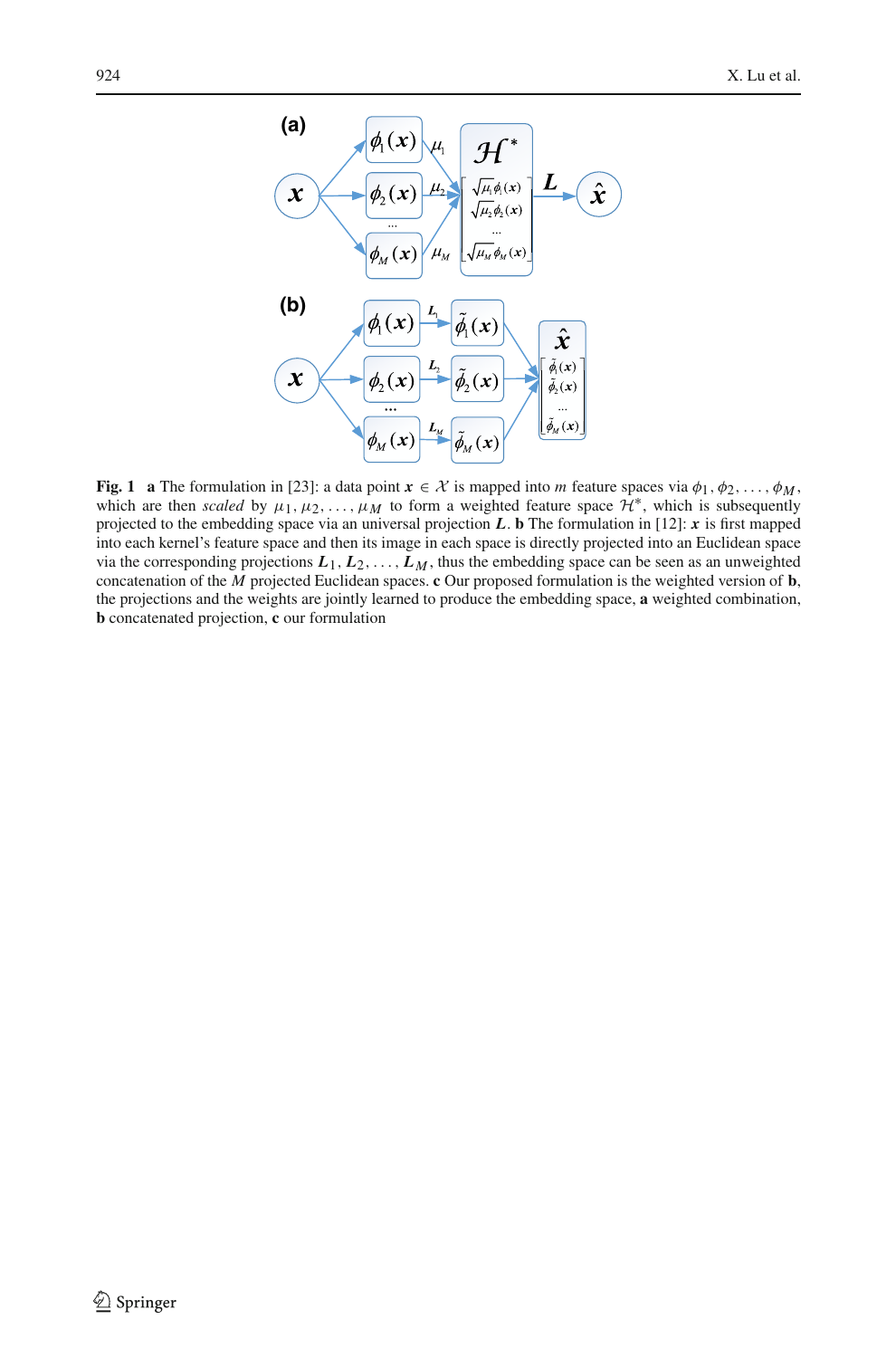(a)

$x$

$\phi_1(x)$

$\phi_2(x)$

...

$\phi_M(x)$

$\mu_1$

$\mu_2$

$\mu_M$

$\mathcal{H}^*$

$\sqrt{\mu_1}\phi_1(x)$

$\sqrt{\mu_2}\phi_2(x)$

...

$\sqrt{\mu_M}\phi_M(x)$

$L$

$\hat{x}$

(b)

$x$

$\phi_1(x)$

$\phi_2(x)$

...

$\phi_M(x)$

$L_1$

$L_2$

$L_M$

$\tilde{\phi}_1(x)$

$\tilde{\phi}_2(x)$

$\tilde{\phi}_M(x)$

$\hat{x}$

$\tilde{\phi}_1(x)$

$\tilde{\phi}_2(x)$

...

$\tilde{\phi}_M(x)$

**Fig. 1** **a** The formulation in [23]: a data point $x \in \mathcal{X}$ is mapped into $m$ feature spaces via $\phi_1, \phi_2, \ldots, \phi_M$, which are then *scaled* by $\mu_1, \mu_2, \ldots, \mu_M$ to form a weighted feature space $\mathcal{H}^*$, which is subsequently projected to the embedding space via an universal projection $L$. **b** The formulation in [12]: $x$ is first mapped into each kernel's feature space and then its image in each space is directly projected into an Euclidean space via the corresponding projections $L_1, L_2, \ldots, L_M$, thus the embedding space can be seen as an unweighted concatenation of the $M$ projected Euclidean spaces. **c** Our proposed formulation is the weighted version of **b**, the projections and the weights are jointly learned to produce the embedding space, **a** weighted combination, **b** concatenated projection, **c** our formulation